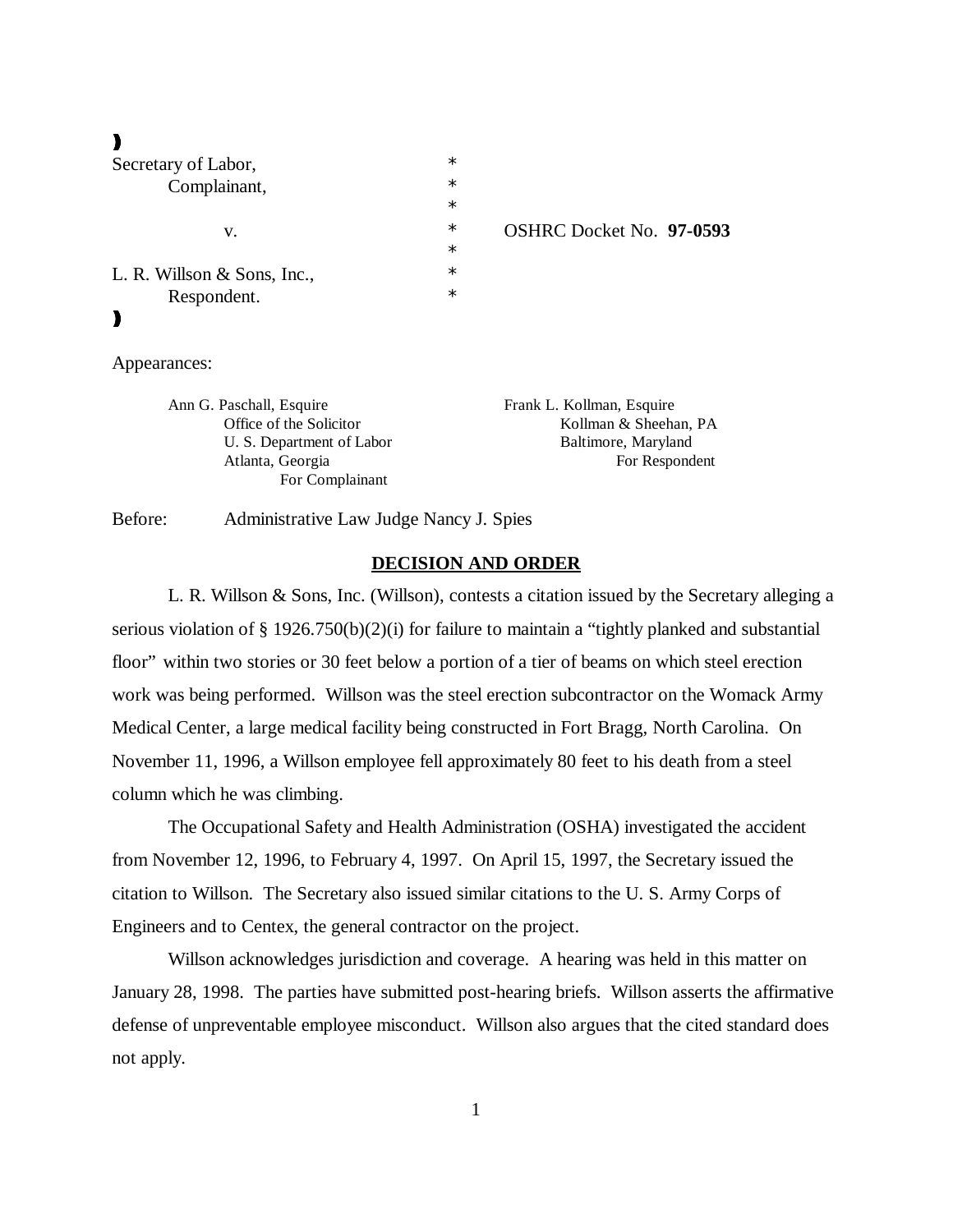| | | |
|---|---|---|
| Secretary of Labor, | * | |
| Complainant, | * | |
| | * | |
| v. | * | OSHRC Docket No. **97-0593** |
| | * | |
| L. R. Willson & Sons, Inc., | * | |
| Respondent. | * | |

Appearances:

| | |
|---|---|
| Ann G. Paschall, Esquire<br>Office of the Solicitor<br>U. S. Department of Labor<br>Atlanta, Georgia<br>For Complainant | Frank L. Kollman, Esquire<br>Kollman & Sheehan, PA<br>Baltimore, Maryland<br>For Respondent |

Before: Administrative Law Judge Nancy J. Spies

## DECISION AND ORDER

L. R. Willson & Sons, Inc. (Willson), contests a citation issued by the Secretary alleging a serious violation of § 1926.750(b)(2)(i) for failure to maintain a "tightly planked and substantial floor" within two stories or 30 feet below a portion of a tier of beams on which steel erection work was being performed. Willson was the steel erection subcontractor on the Womack Army Medical Center, a large medical facility being constructed in Fort Bragg, North Carolina. On November 11, 1996, a Willson employee fell approximately 80 feet to his death from a steel column which he was climbing.

The Occupational Safety and Health Administration (OSHA) investigated the accident from November 12, 1996, to February 4, 1997. On April 15, 1997, the Secretary issued the citation to Willson. The Secretary also issued similar citations to the U. S. Army Corps of Engineers and to Centex, the general contractor on the project.

Willson acknowledges jurisdiction and coverage. A hearing was held in this matter on January 28, 1998. The parties have submitted post-hearing briefs. Willson asserts the affirmative defense of unpreventable employee misconduct. Willson also argues that the cited standard does not apply.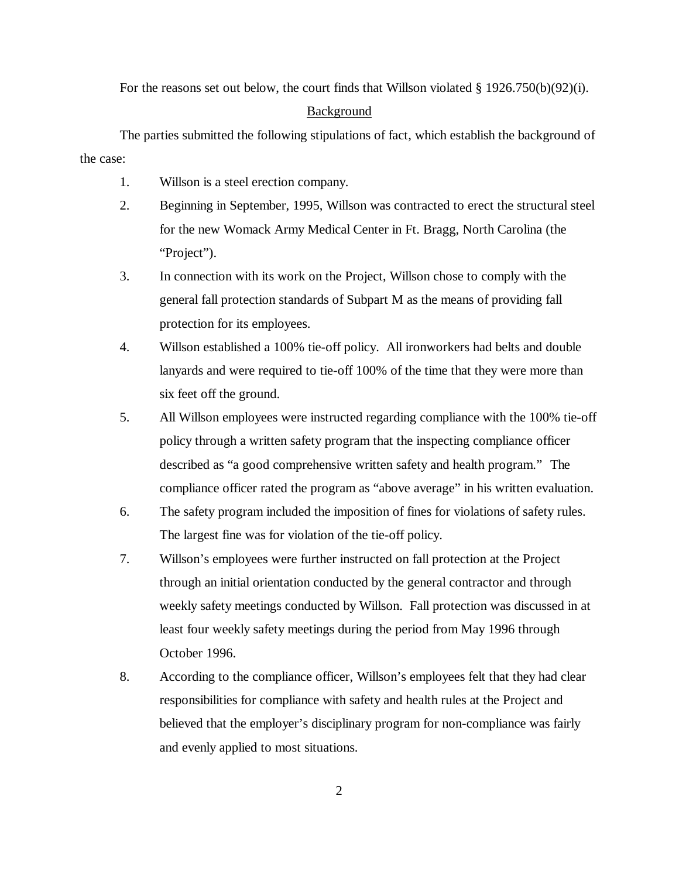For the reasons set out below, the court finds that Willson violated § 1926.750(b)(92)(i).

## Background

The parties submitted the following stipulations of fact, which establish the background of the case:

1. Willson is a steel erection company.
2. Beginning in September, 1995, Willson was contracted to erect the structural steel for the new Womack Army Medical Center in Ft. Bragg, North Carolina (the "Project").
3. In connection with its work on the Project, Willson chose to comply with the general fall protection standards of Subpart M as the means of providing fall protection for its employees.
4. Willson established a 100% tie-off policy. All ironworkers had belts and double lanyards and were required to tie-off 100% of the time that they were more than six feet off the ground.
5. All Willson employees were instructed regarding compliance with the 100% tie-off policy through a written safety program that the inspecting compliance officer described as "a good comprehensive written safety and health program." The compliance officer rated the program as "above average" in his written evaluation.
6. The safety program included the imposition of fines for violations of safety rules. The largest fine was for violation of the tie-off policy.
7. Willson's employees were further instructed on fall protection at the Project through an initial orientation conducted by the general contractor and through weekly safety meetings conducted by Willson. Fall protection was discussed in at least four weekly safety meetings during the period from May 1996 through October 1996.
8. According to the compliance officer, Willson's employees felt that they had clear responsibilities for compliance with safety and health rules at the Project and believed that the employer's disciplinary program for non-compliance was fairly and evenly applied to most situations.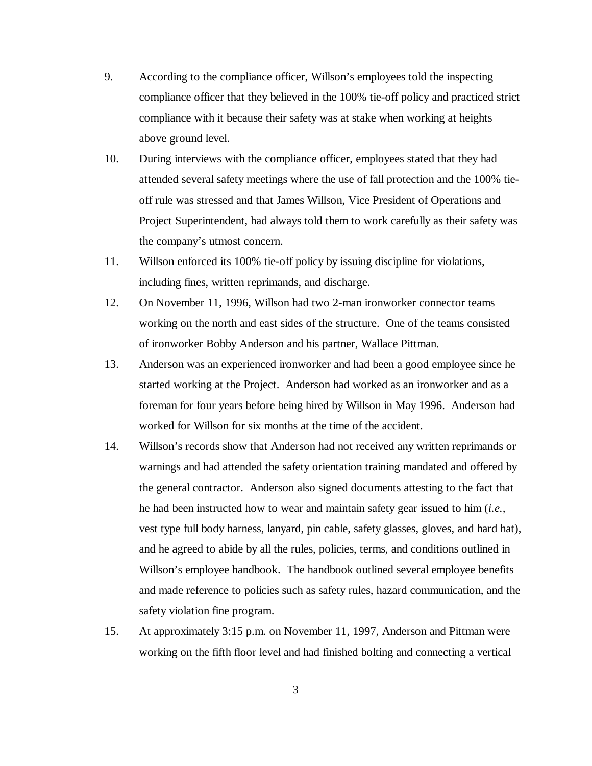9. According to the compliance officer, Willson's employees told the inspecting compliance officer that they believed in the 100% tie-off policy and practiced strict compliance with it because their safety was at stake when working at heights above ground level.

10. During interviews with the compliance officer, employees stated that they had attended several safety meetings where the use of fall protection and the 100% tie-off rule was stressed and that James Willson, Vice President of Operations and Project Superintendent, had always told them to work carefully as their safety was the company's utmost concern.

11. Willson enforced its 100% tie-off policy by issuing discipline for violations, including fines, written reprimands, and discharge.

12. On November 11, 1996, Willson had two 2-man ironworker connector teams working on the north and east sides of the structure. One of the teams consisted of ironworker Bobby Anderson and his partner, Wallace Pittman.

13. Anderson was an experienced ironworker and had been a good employee since he started working at the Project. Anderson had worked as an ironworker and as a foreman for four years before being hired by Willson in May 1996. Anderson had worked for Willson for six months at the time of the accident.

14. Willson's records show that Anderson had not received any written reprimands or warnings and had attended the safety orientation training mandated and offered by the general contractor. Anderson also signed documents attesting to the fact that he had been instructed how to wear and maintain safety gear issued to him (*i.e.*, vest type full body harness, lanyard, pin cable, safety glasses, gloves, and hard hat), and he agreed to abide by all the rules, policies, terms, and conditions outlined in Willson's employee handbook. The handbook outlined several employee benefits and made reference to policies such as safety rules, hazard communication, and the safety violation fine program.

15. At approximately 3:15 p.m. on November 11, 1997, Anderson and Pittman were working on the fifth floor level and had finished bolting and connecting a vertical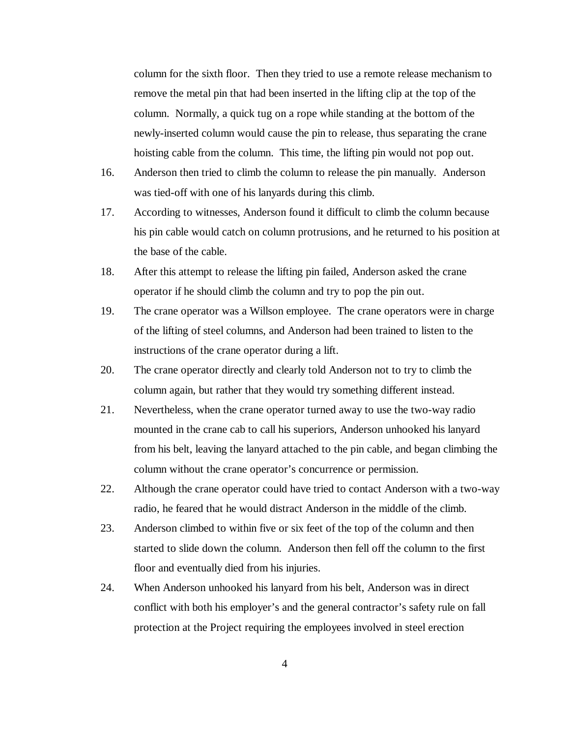column for the sixth floor. Then they tried to use a remote release mechanism to remove the metal pin that had been inserted in the lifting clip at the top of the column. Normally, a quick tug on a rope while standing at the bottom of the newly-inserted column would cause the pin to release, thus separating the crane hoisting cable from the column. This time, the lifting pin would not pop out.

16. Anderson then tried to climb the column to release the pin manually. Anderson was tied-off with one of his lanyards during this climb.

17. According to witnesses, Anderson found it difficult to climb the column because his pin cable would catch on column protrusions, and he returned to his position at the base of the cable.

18. After this attempt to release the lifting pin failed, Anderson asked the crane operator if he should climb the column and try to pop the pin out.

19. The crane operator was a Willson employee. The crane operators were in charge of the lifting of steel columns, and Anderson had been trained to listen to the instructions of the crane operator during a lift.

20. The crane operator directly and clearly told Anderson not to try to climb the column again, but rather that they would try something different instead.

21. Nevertheless, when the crane operator turned away to use the two-way radio mounted in the crane cab to call his superiors, Anderson unhooked his lanyard from his belt, leaving the lanyard attached to the pin cable, and began climbing the column without the crane operator's concurrence or permission.

22. Although the crane operator could have tried to contact Anderson with a two-way radio, he feared that he would distract Anderson in the middle of the climb.

23. Anderson climbed to within five or six feet of the top of the column and then started to slide down the column. Anderson then fell off the column to the first floor and eventually died from his injuries.

24. When Anderson unhooked his lanyard from his belt, Anderson was in direct conflict with both his employer's and the general contractor's safety rule on fall protection at the Project requiring the employees involved in steel erection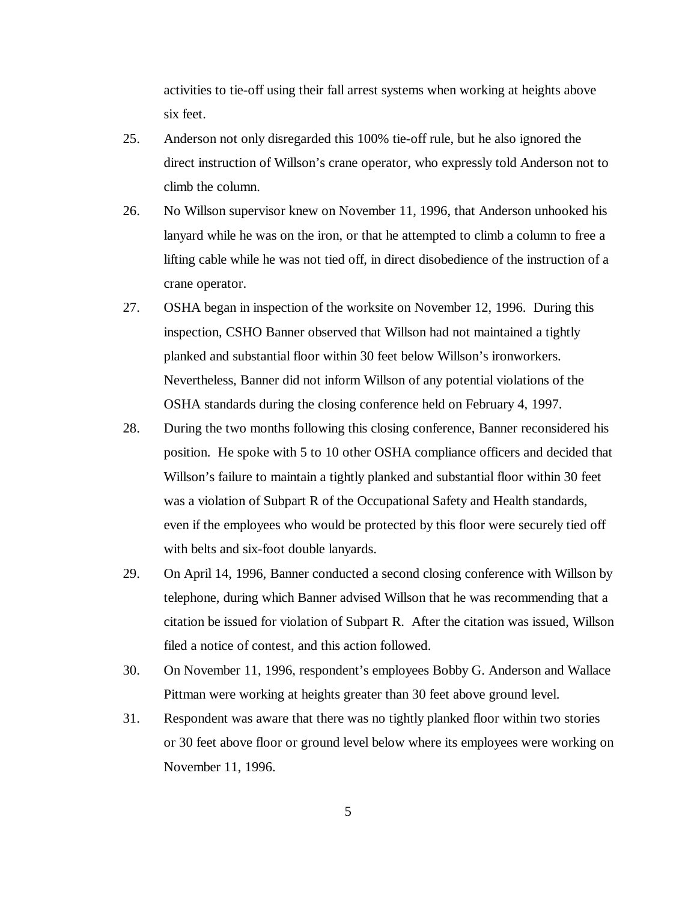activities to tie-off using their fall arrest systems when working at heights above six feet.

25. Anderson not only disregarded this 100% tie-off rule, but he also ignored the direct instruction of Willson's crane operator, who expressly told Anderson not to climb the column.

26. No Willson supervisor knew on November 11, 1996, that Anderson unhooked his lanyard while he was on the iron, or that he attempted to climb a column to free a lifting cable while he was not tied off, in direct disobedience of the instruction of a crane operator.

27. OSHA began in inspection of the worksite on November 12, 1996. During this inspection, CSHO Banner observed that Willson had not maintained a tightly planked and substantial floor within 30 feet below Willson's ironworkers. Nevertheless, Banner did not inform Willson of any potential violations of the OSHA standards during the closing conference held on February 4, 1997.

28. During the two months following this closing conference, Banner reconsidered his position. He spoke with 5 to 10 other OSHA compliance officers and decided that Willson's failure to maintain a tightly planked and substantial floor within 30 feet was a violation of Subpart R of the Occupational Safety and Health standards, even if the employees who would be protected by this floor were securely tied off with belts and six-foot double lanyards.

29. On April 14, 1996, Banner conducted a second closing conference with Willson by telephone, during which Banner advised Willson that he was recommending that a citation be issued for violation of Subpart R. After the citation was issued, Willson filed a notice of contest, and this action followed.

30. On November 11, 1996, respondent's employees Bobby G. Anderson and Wallace Pittman were working at heights greater than 30 feet above ground level.

31. Respondent was aware that there was no tightly planked floor within two stories or 30 feet above floor or ground level below where its employees were working on November 11, 1996.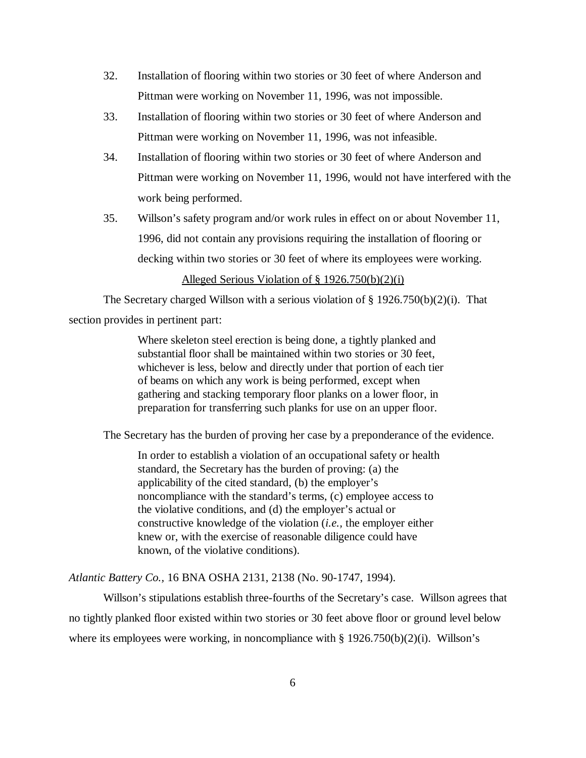32. Installation of flooring within two stories or 30 feet of where Anderson and Pittman were working on November 11, 1996, was not impossible.

33. Installation of flooring within two stories or 30 feet of where Anderson and Pittman were working on November 11, 1996, was not infeasible.

34. Installation of flooring within two stories or 30 feet of where Anderson and Pittman were working on November 11, 1996, would not have interfered with the work being performed.

35. Willson's safety program and/or work rules in effect on or about November 11, 1996, did not contain any provisions requiring the installation of flooring or decking within two stories or 30 feet of where its employees were working.

<u>Alleged Serious Violation of § 1926.750(b)(2)(i)</u>

The Secretary charged Willson with a serious violation of § 1926.750(b)(2)(i). That section provides in pertinent part:

> Where skeleton steel erection is being done, a tightly planked and substantial floor shall be maintained within two stories or 30 feet, whichever is less, below and directly under that portion of each tier of beams on which any work is being performed, except when gathering and stacking temporary floor planks on a lower floor, in preparation for transferring such planks for use on an upper floor.

The Secretary has the burden of proving her case by a preponderance of the evidence.

> In order to establish a violation of an occupational safety or health standard, the Secretary has the burden of proving: (a) the applicability of the cited standard, (b) the employer's noncompliance with the standard's terms, (c) employee access to the violative conditions, and (d) the employer's actual or constructive knowledge of the violation (*i.e.,* the employer either knew or, with the exercise of reasonable diligence could have known, of the violative conditions).

*Atlantic Battery Co.,* 16 BNA OSHA 2131, 2138 (No. 90-1747, 1994).

Willson's stipulations establish three-fourths of the Secretary's case. Willson agrees that no tightly planked floor existed within two stories or 30 feet above floor or ground level below where its employees were working, in noncompliance with § 1926.750(b)(2)(i). Willson's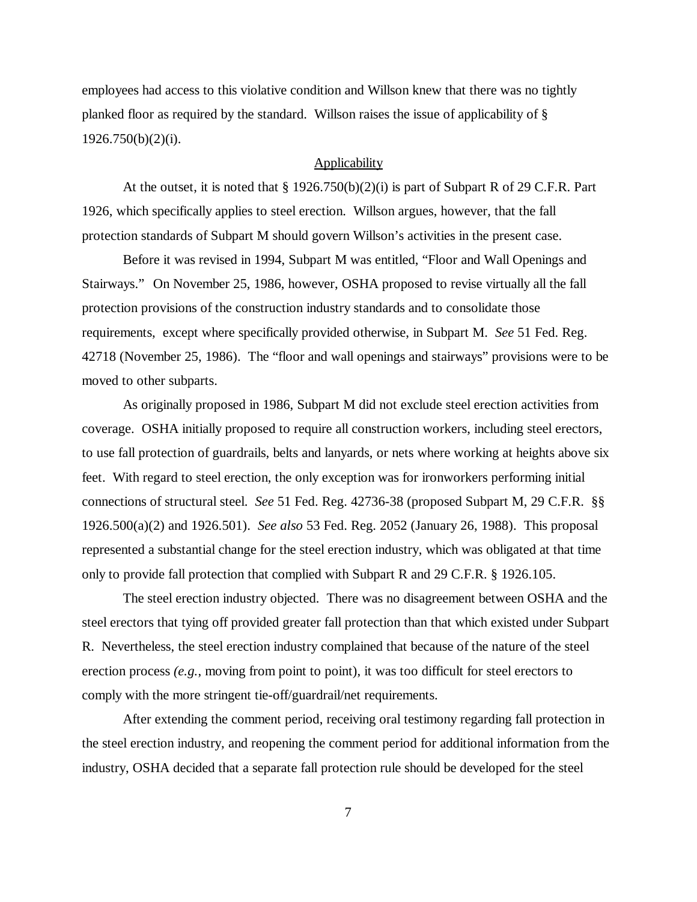employees had access to this violative condition and Willson knew that there was no tightly planked floor as required by the standard. Willson raises the issue of applicability of § 1926.750(b)(2)(i).

## Applicability

At the outset, it is noted that § 1926.750(b)(2)(i) is part of Subpart R of 29 C.F.R. Part 1926, which specifically applies to steel erection. Willson argues, however, that the fall protection standards of Subpart M should govern Willson's activities in the present case.

Before it was revised in 1994, Subpart M was entitled, "Floor and Wall Openings and Stairways." On November 25, 1986, however, OSHA proposed to revise virtually all the fall protection provisions of the construction industry standards and to consolidate those requirements, except where specifically provided otherwise, in Subpart M. *See* 51 Fed. Reg. 42718 (November 25, 1986). The "floor and wall openings and stairways" provisions were to be moved to other subparts.

As originally proposed in 1986, Subpart M did not exclude steel erection activities from coverage. OSHA initially proposed to require all construction workers, including steel erectors, to use fall protection of guardrails, belts and lanyards, or nets where working at heights above six feet. With regard to steel erection, the only exception was for ironworkers performing initial connections of structural steel. *See* 51 Fed. Reg. 42736-38 (proposed Subpart M, 29 C.F.R. §§ 1926.500(a)(2) and 1926.501). *See also* 53 Fed. Reg. 2052 (January 26, 1988). This proposal represented a substantial change for the steel erection industry, which was obligated at that time only to provide fall protection that complied with Subpart R and 29 C.F.R. § 1926.105.

The steel erection industry objected. There was no disagreement between OSHA and the steel erectors that tying off provided greater fall protection than that which existed under Subpart R. Nevertheless, the steel erection industry complained that because of the nature of the steel erection process *(e.g.*, moving from point to point), it was too difficult for steel erectors to comply with the more stringent tie-off/guardrail/net requirements.

After extending the comment period, receiving oral testimony regarding fall protection in the steel erection industry, and reopening the comment period for additional information from the industry, OSHA decided that a separate fall protection rule should be developed for the steel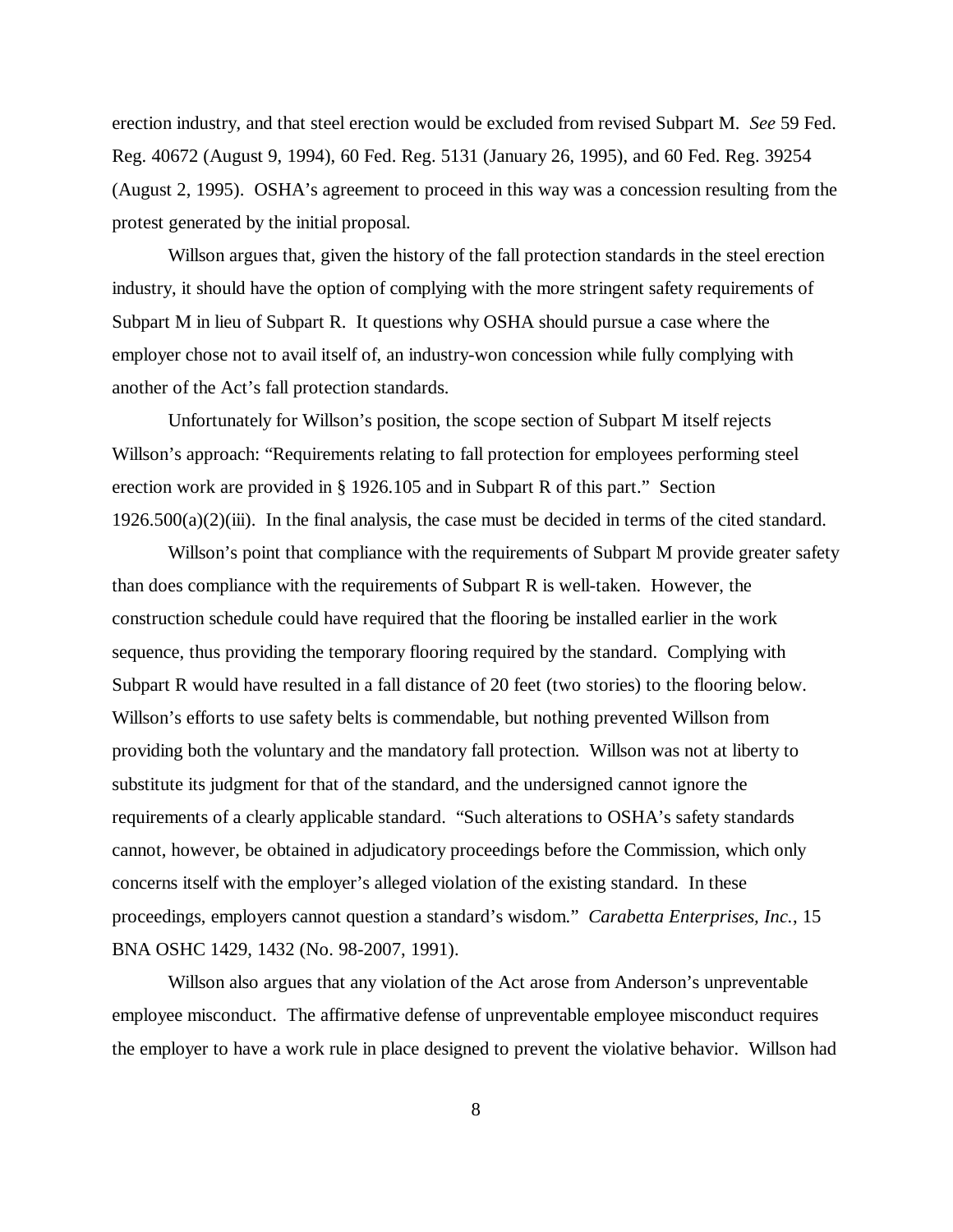erection industry, and that steel erection would be excluded from revised Subpart M. *See* 59 Fed. Reg. 40672 (August 9, 1994), 60 Fed. Reg. 5131 (January 26, 1995), and 60 Fed. Reg. 39254 (August 2, 1995). OSHA's agreement to proceed in this way was a concession resulting from the protest generated by the initial proposal.

Willson argues that, given the history of the fall protection standards in the steel erection industry, it should have the option of complying with the more stringent safety requirements of Subpart M in lieu of Subpart R. It questions why OSHA should pursue a case where the employer chose not to avail itself of, an industry-won concession while fully complying with another of the Act's fall protection standards.

Unfortunately for Willson's position, the scope section of Subpart M itself rejects Willson's approach: "Requirements relating to fall protection for employees performing steel erection work are provided in § 1926.105 and in Subpart R of this part." Section 1926.500(a)(2)(iii). In the final analysis, the case must be decided in terms of the cited standard.

Willson's point that compliance with the requirements of Subpart M provide greater safety than does compliance with the requirements of Subpart R is well-taken. However, the construction schedule could have required that the flooring be installed earlier in the work sequence, thus providing the temporary flooring required by the standard. Complying with Subpart R would have resulted in a fall distance of 20 feet (two stories) to the flooring below. Willson's efforts to use safety belts is commendable, but nothing prevented Willson from providing both the voluntary and the mandatory fall protection. Willson was not at liberty to substitute its judgment for that of the standard, and the undersigned cannot ignore the requirements of a clearly applicable standard. "Such alterations to OSHA's safety standards cannot, however, be obtained in adjudicatory proceedings before the Commission, which only concerns itself with the employer's alleged violation of the existing standard. In these proceedings, employers cannot question a standard's wisdom." *Carabetta Enterprises, Inc.*, 15 BNA OSHC 1429, 1432 (No. 98-2007, 1991).

Willson also argues that any violation of the Act arose from Anderson's unpreventable employee misconduct. The affirmative defense of unpreventable employee misconduct requires the employer to have a work rule in place designed to prevent the violative behavior. Willson had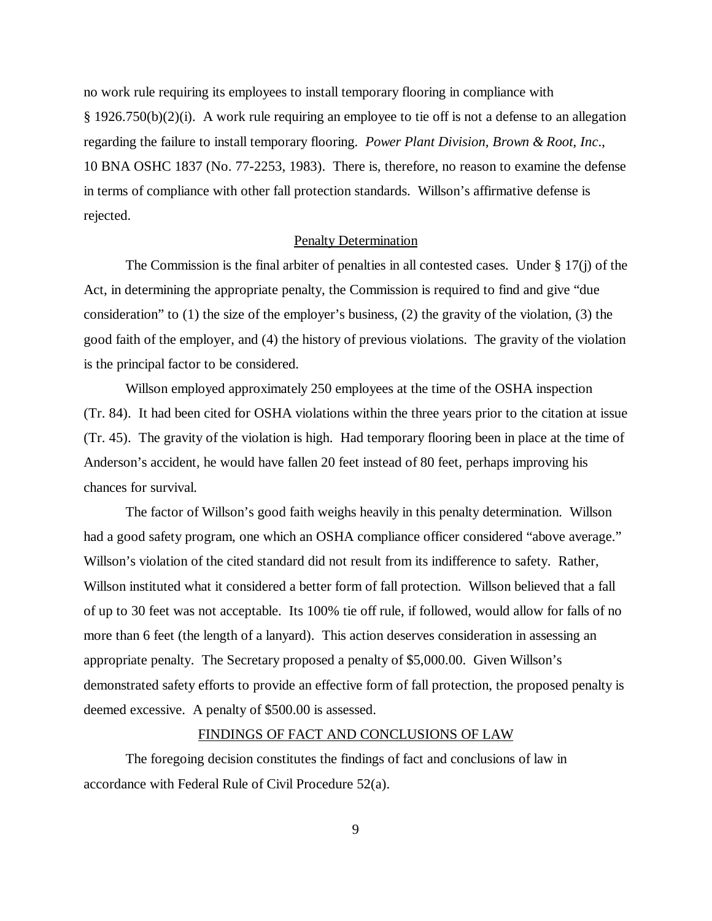no work rule requiring its employees to install temporary flooring in compliance with § 1926.750(b)(2)(i). A work rule requiring an employee to tie off is not a defense to an allegation regarding the failure to install temporary flooring. *Power Plant Division, Brown & Root, Inc.*, 10 BNA OSHC 1837 (No. 77-2253, 1983). There is, therefore, no reason to examine the defense in terms of compliance with other fall protection standards. Willson's affirmative defense is rejected.

## Penalty Determination

The Commission is the final arbiter of penalties in all contested cases. Under § 17(j) of the Act, in determining the appropriate penalty, the Commission is required to find and give "due consideration" to (1) the size of the employer's business, (2) the gravity of the violation, (3) the good faith of the employer, and (4) the history of previous violations. The gravity of the violation is the principal factor to be considered.

Willson employed approximately 250 employees at the time of the OSHA inspection (Tr. 84). It had been cited for OSHA violations within the three years prior to the citation at issue (Tr. 45). The gravity of the violation is high. Had temporary flooring been in place at the time of Anderson's accident, he would have fallen 20 feet instead of 80 feet, perhaps improving his chances for survival.

The factor of Willson's good faith weighs heavily in this penalty determination. Willson had a good safety program, one which an OSHA compliance officer considered "above average." Willson's violation of the cited standard did not result from its indifference to safety. Rather, Willson instituted what it considered a better form of fall protection. Willson believed that a fall of up to 30 feet was not acceptable. Its 100% tie off rule, if followed, would allow for falls of no more than 6 feet (the length of a lanyard). This action deserves consideration in assessing an appropriate penalty. The Secretary proposed a penalty of $5,000.00. Given Willson's demonstrated safety efforts to provide an effective form of fall protection, the proposed penalty is deemed excessive. A penalty of $500.00 is assessed.

## FINDINGS OF FACT AND CONCLUSIONS OF LAW

The foregoing decision constitutes the findings of fact and conclusions of law in accordance with Federal Rule of Civil Procedure 52(a).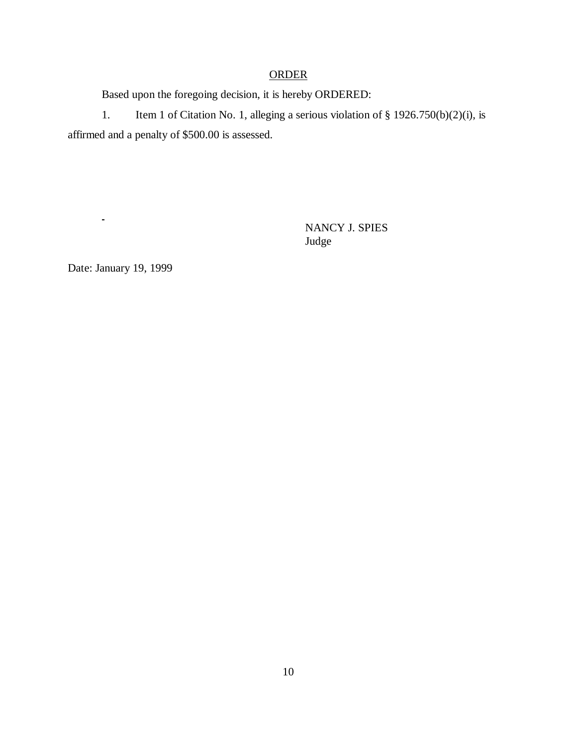## ORDER

Based upon the foregoing decision, it is hereby ORDERED:

1. Item 1 of Citation No. 1, alleging a serious violation of § 1926.750(b)(2)(i), is affirmed and a penalty of $500.00 is assessed.

NANCY J. SPIES
Judge

Date: January 19, 1999